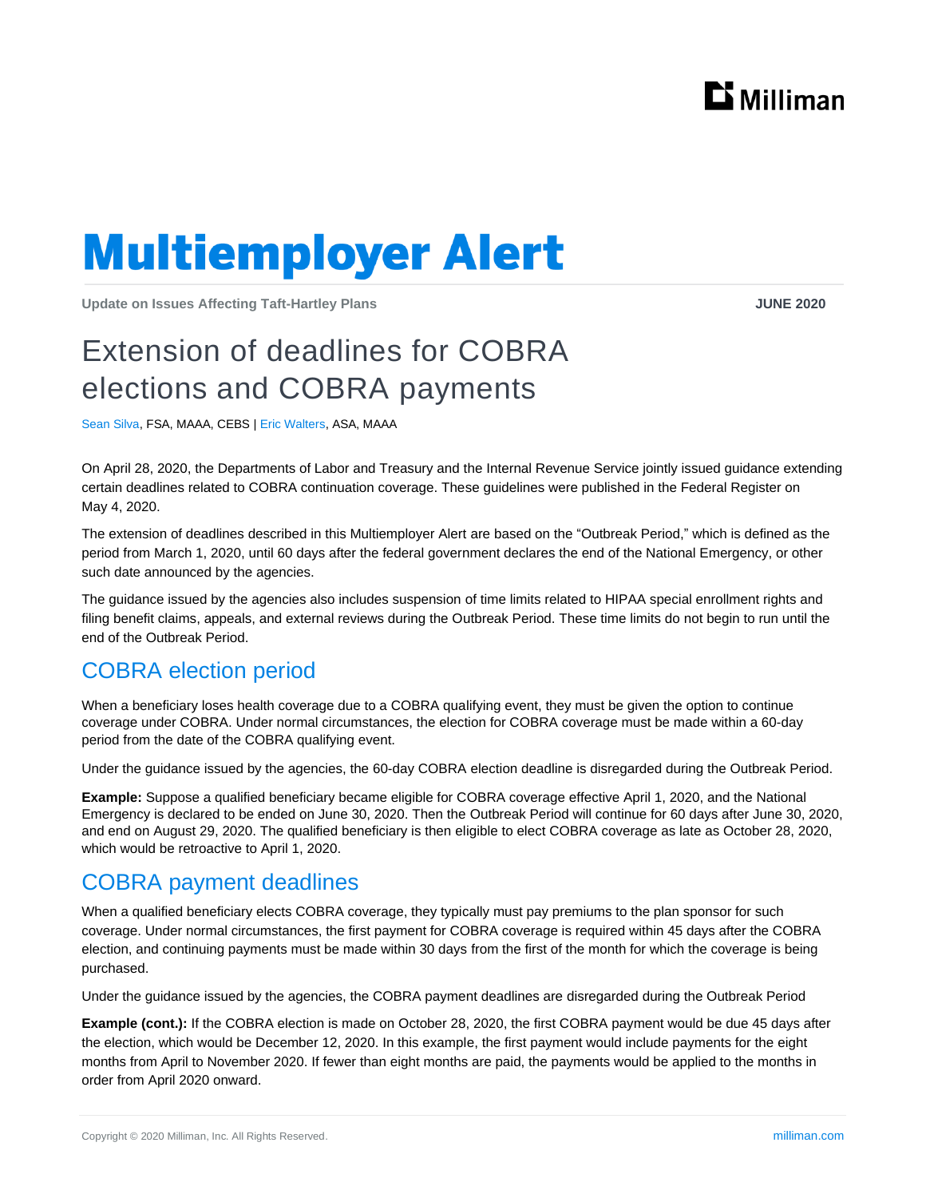# Multiemployer Alert

**Update on Issues Affecting Taft-Hartley Plans** **JUNE 2020**

## Extension of deadlines for COBRA elections and COBRA payments

Sean Silva, FSA, MAAA, CEBS | Eric Walters, ASA, MAAA

On April 28, 2020, the Departments of Labor and Treasury and the Internal Revenue Service jointly issued guidance extending certain deadlines related to COBRA continuation coverage. These guidelines were published in the Federal Register on May 4, 2020.

The extension of deadlines described in this Multiemployer Alert are based on the "Outbreak Period," which is defined as the period from March 1, 2020, until 60 days after the federal government declares the end of the National Emergency, or other such date announced by the agencies.

The guidance issued by the agencies also includes suspension of time limits related to HIPAA special enrollment rights and filing benefit claims, appeals, and external reviews during the Outbreak Period. These time limits do not begin to run until the end of the Outbreak Period.

### COBRA election period

When a beneficiary loses health coverage due to a COBRA qualifying event, they must be given the option to continue coverage under COBRA. Under normal circumstances, the election for COBRA coverage must be made within a 60-day period from the date of the COBRA qualifying event.

Under the guidance issued by the agencies, the 60-day COBRA election deadline is disregarded during the Outbreak Period.

**Example:** Suppose a qualified beneficiary became eligible for COBRA coverage effective April 1, 2020, and the National Emergency is declared to be ended on June 30, 2020. Then the Outbreak Period will continue for 60 days after June 30, 2020, and end on August 29, 2020. The qualified beneficiary is then eligible to elect COBRA coverage as late as October 28, 2020, which would be retroactive to April 1, 2020.

### COBRA payment deadlines

When a qualified beneficiary elects COBRA coverage, they typically must pay premiums to the plan sponsor for such coverage. Under normal circumstances, the first payment for COBRA coverage is required within 45 days after the COBRA election, and continuing payments must be made within 30 days from the first of the month for which the coverage is being purchased.

Under the guidance issued by the agencies, the COBRA payment deadlines are disregarded during the Outbreak Period

**Example (cont.):** If the COBRA election is made on October 28, 2020, the first COBRA payment would be due 45 days after the election, which would be December 12, 2020. In this example, the first payment would include payments for the eight months from April to November 2020. If fewer than eight months are paid, the payments would be applied to the months in order from April 2020 onward.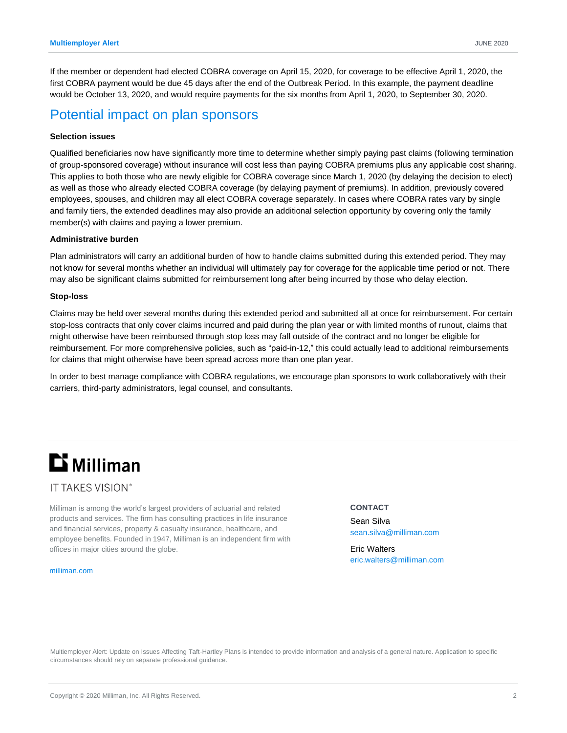If the member or dependent had elected COBRA coverage on April 15, 2020, for coverage to be effective April 1, 2020, the first COBRA payment would be due 45 days after the end of the Outbreak Period. In this example, the payment deadline would be October 13, 2020, and would require payments for the six months from April 1, 2020, to September 30, 2020.

## Potential impact on plan sponsors

**Selection issues**

Qualified beneficiaries now have significantly more time to determine whether simply paying past claims (following termination of group-sponsored coverage) without insurance will cost less than paying COBRA premiums plus any applicable cost sharing. This applies to both those who are newly eligible for COBRA coverage since March 1, 2020 (by delaying the decision to elect) as well as those who already elected COBRA coverage (by delaying payment of premiums). In addition, previously covered employees, spouses, and children may all elect COBRA coverage separately. In cases where COBRA rates vary by single and family tiers, the extended deadlines may also provide an additional selection opportunity by covering only the family member(s) with claims and paying a lower premium.

**Administrative burden**

Plan administrators will carry an additional burden of how to handle claims submitted during this extended period. They may not know for several months whether an individual will ultimately pay for coverage for the applicable time period or not. There may also be significant claims submitted for reimbursement long after being incurred by those who delay election.

**Stop-loss**

Claims may be held over several months during this extended period and submitted all at once for reimbursement. For certain stop-loss contracts that only cover claims incurred and paid during the plan year or with limited months of runout, claims that might otherwise have been reimbursed through stop loss may fall outside of the contract and no longer be eligible for reimbursement. For more comprehensive policies, such as "paid-in-12," this could actually lead to additional reimbursements for claims that might otherwise have been spread across more than one plan year.

In order to best manage compliance with COBRA regulations, we encourage plan sponsors to work collaboratively with their carriers, third-party administrators, legal counsel, and consultants.

Milliman

IT TAKES VISION®

Milliman is among the world's largest providers of actuarial and related products and services. The firm has consulting practices in life insurance and financial services, property & casualty insurance, healthcare, and employee benefits. Founded in 1947, Milliman is an independent firm with offices in major cities around the globe.

milliman.com

**CONTACT**

Sean Silva
sean.silva@milliman.com

Eric Walters
eric.walters@milliman.com

Multiemployer Alert: Update on Issues Affecting Taft-Hartley Plans is intended to provide information and analysis of a general nature. Application to specific circumstances should rely on separate professional guidance.

Copyright © 2020 Milliman, Inc. All Rights Reserved.